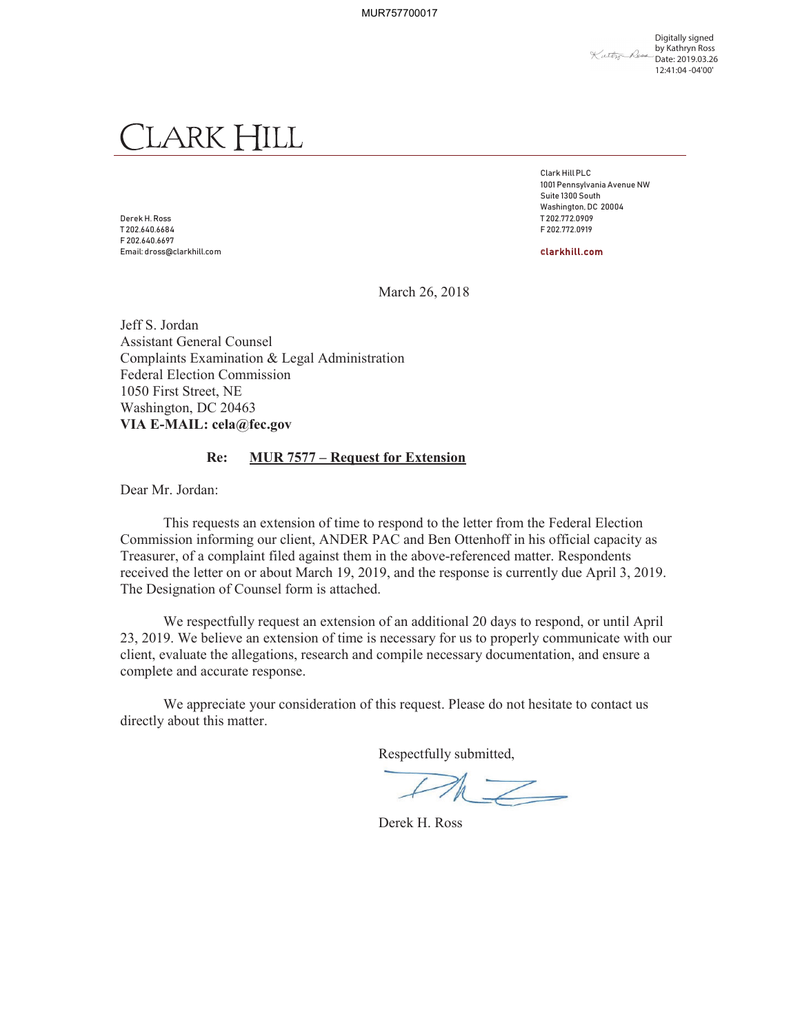MUR757700017

Digitally signed by Kathryn Ross
Date: 2019.03.26 12:41:04 -04'00'

# CLARK HILL

Derek H. Ross
T 202.640.6684
F 202.640.6697
Email: dross@clarkhill.com

Clark Hill PLC
1001 Pennsylvania Avenue NW
Suite 1300 South
Washington, DC 20004
T 202.772.0909
F 202.772.0919

clarkhill.com

March 26, 2018

Jeff S. Jordan
Assistant General Counsel
Complaints Examination & Legal Administration
Federal Election Commission
1050 First Street, NE
Washington, DC 20463
**VIA E-MAIL: cela@fec.gov**

**Re: MUR 7577 – Request for Extension**

Dear Mr. Jordan:

This requests an extension of time to respond to the letter from the Federal Election Commission informing our client, ANDER PAC and Ben Ottenhoff in his official capacity as Treasurer, of a complaint filed against them in the above-referenced matter. Respondents received the letter on or about March 19, 2019, and the response is currently due April 3, 2019. The Designation of Counsel form is attached.

We respectfully request an extension of an additional 20 days to respond, or until April 23, 2019. We believe an extension of time is necessary for us to properly communicate with our client, evaluate the allegations, research and compile necessary documentation, and ensure a complete and accurate response.

We appreciate your consideration of this request. Please do not hesitate to contact us directly about this matter.

Respectfully submitted,

Derek H. Ross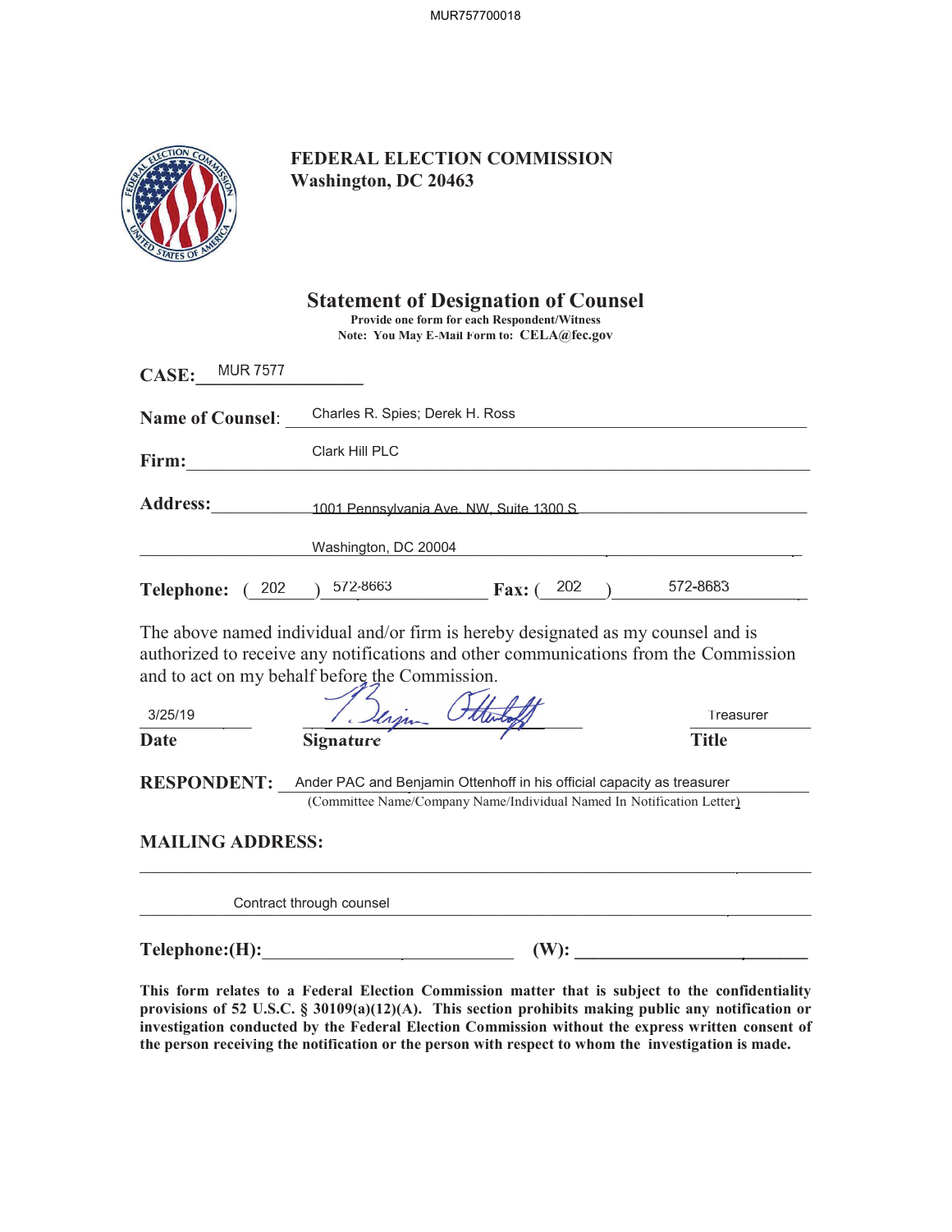**FEDERAL ELECTION COMMISSION**
**Washington, DC 20463**

## Statement of Designation of Counsel

**Provide one form for each Respondent/Witness**
**Note: You May E-Mail Form to: CELA@fec.gov**

**CASE:** MUR 7577

**Name of Counsel:** Charles R. Spies; Derek H. Ross

**Firm:** Clark Hill PLC

**Address:** 1001 Pennsylvania Ave. NW, Suite 1300 S
Washington, DC 20004

**Telephone:** ( 202 ) 572-8663 **Fax:** ( 202 ) 572-8683

The above named individual and/or firm is hereby designated as my counsel and is authorized to receive any notifications and other communications from the Commission and to act on my behalf before the Commission.

| | | |
|---|---|---|
| 3/25/19 | [signature] | Treasurer |
| **Date** | **Signature** | **Title** |

**RESPONDENT:** Ander PAC and Benjamin Ottenhoff in his official capacity as treasurer
(Committee Name/Company Name/Individual Named In Notification Letter)

**MAILING ADDRESS:**

Contract through counsel

**Telephone:(H):** ______________ **(W):** ______________

**This form relates to a Federal Election Commission matter that is subject to the confidentiality provisions of 52 U.S.C. § 30109(a)(12)(A). This section prohibits making public any notification or investigation conducted by the Federal Election Commission without the express written consent of the person receiving the notification or the person with respect to whom the investigation is made.**